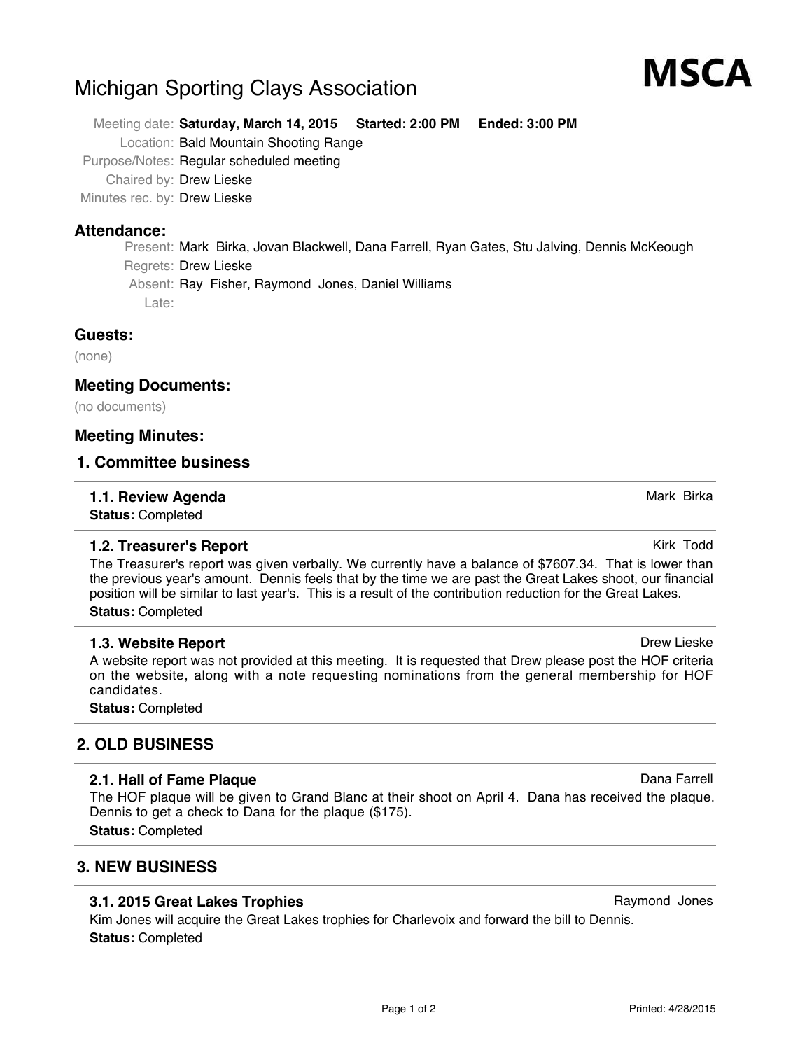# Michigan Sporting Clays Association

**MSCA**

Meeting date: **Saturday, March 14, 2015   Started: 2:00 PM   Ended: 3:00 PM**

Location: Bald Mountain Shooting Range

Purpose/Notes: Regular scheduled meeting

Chaired by: Drew Lieske

Minutes rec. by: Drew Lieske

## Attendance:

Present: Mark Birka, Jovan Blackwell, Dana Farrell, Ryan Gates, Stu Jalving, Dennis McKeough

Regrets: Drew Lieske

Absent: Ray Fisher, Raymond Jones, Daniel Williams

Late:

## Guests:

(none)

## Meeting Documents:

(no documents)

## Meeting Minutes:

## 1. Committee business

### 1.1. Review Agenda

Mark Birka

**Status:** Completed

### 1.2. Treasurer's Report

Kirk Todd

The Treasurer's report was given verbally. We currently have a balance of $7607.34. That is lower than the previous year's amount. Dennis feels that by the time we are past the Great Lakes shoot, our financial position will be similar to last year's. This is a result of the contribution reduction for the Great Lakes.

**Status:** Completed

### 1.3. Website Report

Drew Lieske

A website report was not provided at this meeting. It is requested that Drew please post the HOF criteria on the website, along with a note requesting nominations from the general membership for HOF candidates.

**Status:** Completed

## 2. OLD BUSINESS

### 2.1. Hall of Fame Plaque

Dana Farrell

The HOF plaque will be given to Grand Blanc at their shoot on April 4. Dana has received the plaque. Dennis to get a check to Dana for the plaque ($175).

**Status:** Completed

## 3. NEW BUSINESS

### 3.1. 2015 Great Lakes Trophies

Raymond Jones

Kim Jones will acquire the Great Lakes trophies for Charlevoix and forward the bill to Dennis.

**Status:** Completed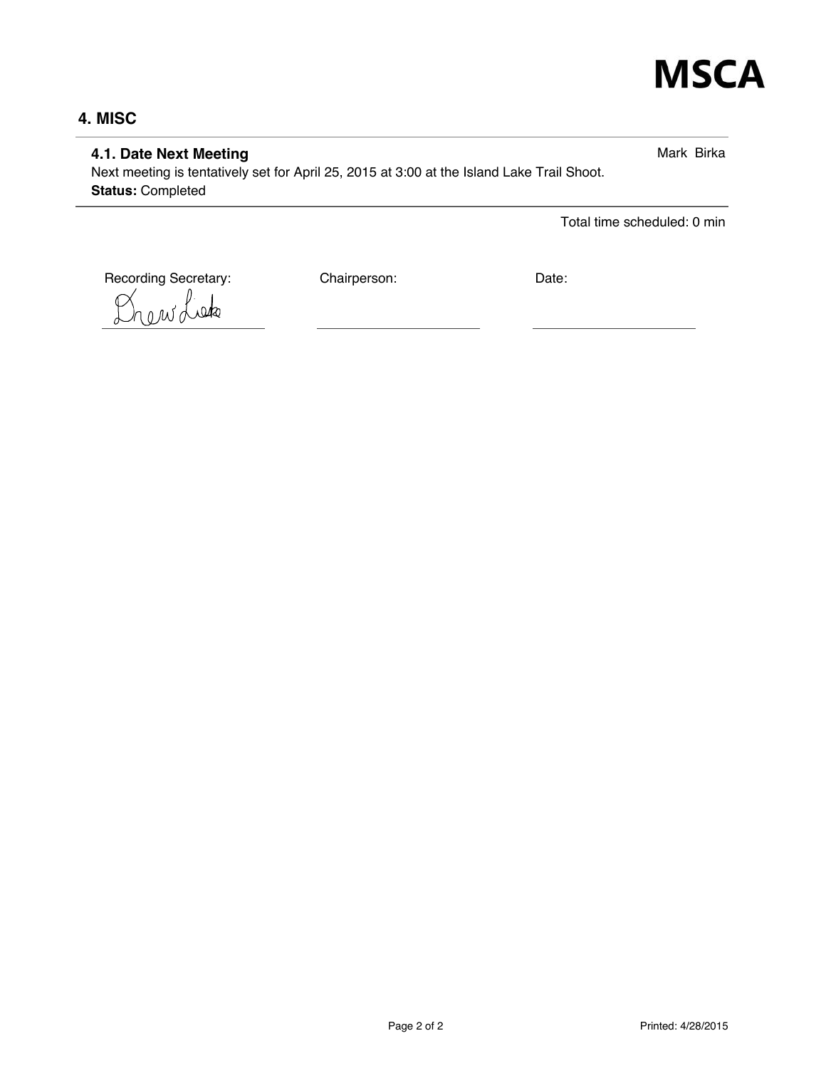# MSCA

## 4. MISC

### 4.1. Date Next Meeting

Mark Birka

Next meeting is tentatively set for April 25, 2015 at 3:00 at the Island Lake Trail Shoot.

**Status:** Completed

Total time scheduled: 0 min

| Recording Secretary: | Chairperson: | Date: |
| --- | --- | --- |
| Drew Lieto | | |

Printed: 4/28/2015